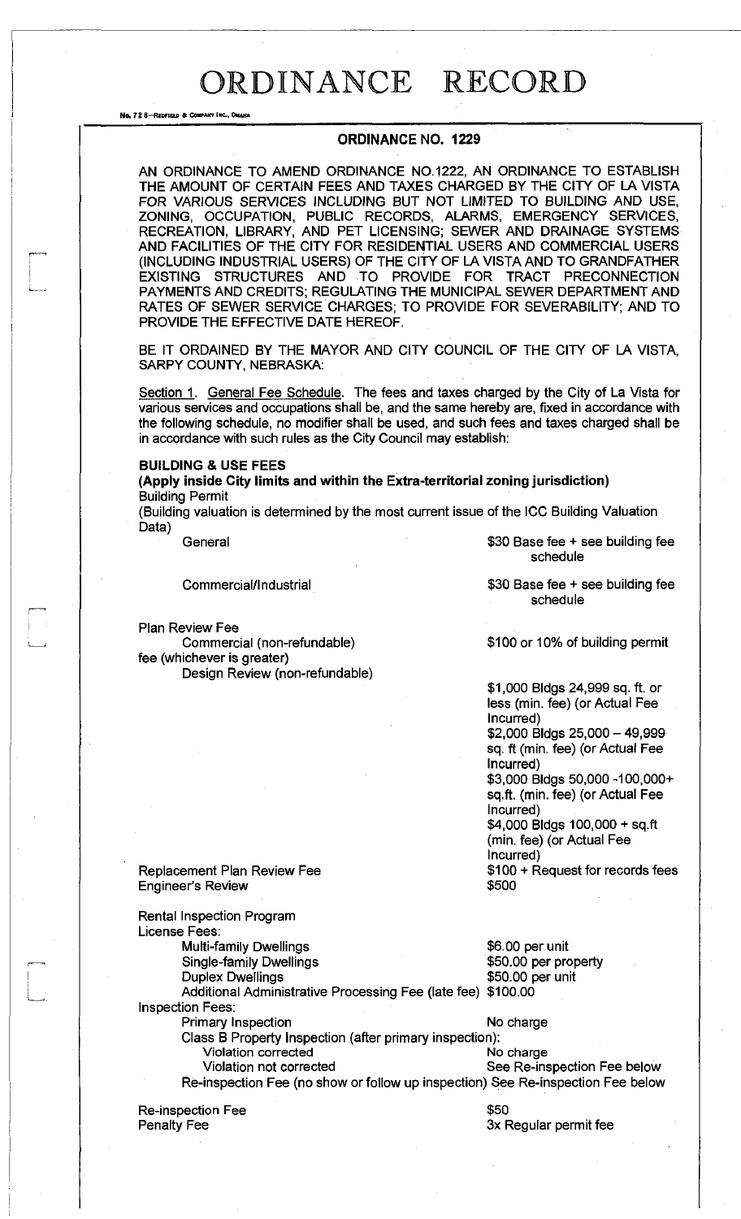# ORDINANCE RECORD

No. 72 8—REDFIELD & COMPANY INC., OMAHA

## ORDINANCE NO. 1229

AN ORDINANCE TO AMEND ORDINANCE NO.1222, AN ORDINANCE TO ESTABLISH THE AMOUNT OF CERTAIN FEES AND TAXES CHARGED BY THE CITY OF LA VISTA FOR VARIOUS SERVICES INCLUDING BUT NOT LIMITED TO BUILDING AND USE, ZONING, OCCUPATION, PUBLIC RECORDS, ALARMS, EMERGENCY SERVICES, RECREATION, LIBRARY, AND PET LICENSING; SEWER AND DRAINAGE SYSTEMS AND FACILITIES OF THE CITY FOR RESIDENTIAL USERS AND COMMERCIAL USERS (INCLUDING INDUSTRIAL USERS) OF THE CITY OF LA VISTA AND TO GRANDFATHER EXISTING STRUCTURES AND TO PROVIDE FOR TRACT PRECONNECTION PAYMENTS AND CREDITS; REGULATING THE MUNICIPAL SEWER DEPARTMENT AND RATES OF SEWER SERVICE CHARGES; TO PROVIDE FOR SEVERABILITY; AND TO PROVIDE THE EFFECTIVE DATE HEREOF.

BE IT ORDAINED BY THE MAYOR AND CITY COUNCIL OF THE CITY OF LA VISTA, SARPY COUNTY, NEBRASKA:

Section 1. General Fee Schedule. The fees and taxes charged by the City of La Vista for various services and occupations shall be, and the same hereby are, fixed in accordance with the following schedule, no modifier shall be used, and such fees and taxes charged shall be in accordance with such rules as the City Council may establish:

**BUILDING & USE FEES**
**(Apply inside City limits and within the Extra-territorial zoning jurisdiction)**

Building Permit
(Building valuation is determined by the most current issue of the ICC Building Valuation Data)

| | |
|---|---|
| General | $30 Base fee + see building fee schedule |
| Commercial/Industrial | $30 Base fee + see building fee schedule |

Plan Review Fee

| | |
|---|---|
| Commercial (non-refundable) fee (whichever is greater) | $100 or 10% of building permit |
| Design Review (non-refundable) | $1,000 Bldgs 24,999 sq. ft. or less (min. fee) (or Actual Fee Incurred)<br>$2,000 Bldgs 25,000 – 49,999 sq. ft (min. fee) (or Actual Fee Incurred)<br>$3,000 Bldgs 50,000 -100,000+ sq.ft. (min. fee) (or Actual Fee Incurred)<br>$4,000 Bldgs 100,000 + sq.ft (min. fee) (or Actual Fee Incurred) |
| Replacement Plan Review Fee | $100 + Request for records fees |
| Engineer's Review | $500 |

Rental Inspection Program
License Fees:

| | |
|---|---|
| Multi-family Dwellings | $6.00 per unit |
| Single-family Dwellings | $50.00 per property |
| Duplex Dwellings | $50.00 per unit |
| Additional Administrative Processing Fee (late fee) | $100.00 |

Inspection Fees:

| | |
|---|---|
| Primary Inspection | No charge |
| Class B Property Inspection (after primary inspection): | |
| Violation corrected | No charge |
| Violation not corrected | See Re-inspection Fee below |
| Re-inspection Fee (no show or follow up inspection) | See Re-inspection Fee below |

| | |
|---|---|
| Re-inspection Fee | $50 |
| Penalty Fee | 3x Regular permit fee |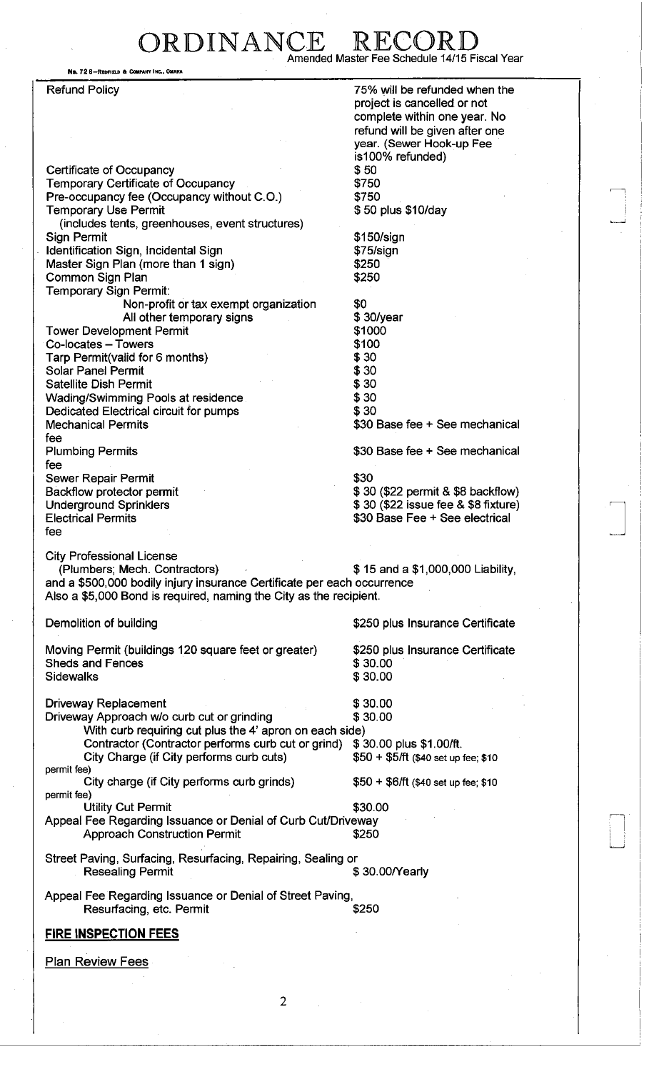# ORDINANCE RECORD

Amended Master Fee Schedule 14/15 Fiscal Year

| | |
|---|---|
| Refund Policy | 75% will be refunded when the project is cancelled or not complete within one year. No refund will be given after one year. (Sewer Hook-up Fee is100% refunded) |
| Certificate of Occupancy | $ 50 |
| Temporary Certificate of Occupancy | $750 |
| Pre-occupancy fee (Occupancy without C.O.) | $750 |
| Temporary Use Permit (includes tents, greenhouses, event structures) | $ 50 plus $10/day |
| Sign Permit | $150/sign |
| Identification Sign, Incidental Sign | $75/sign |
| Master Sign Plan (more than 1 sign) | $250 |
| Common Sign Plan | $250 |
| Temporary Sign Permit: | |
| Non-profit or tax exempt organization | $0 |
| All other temporary signs | $ 30/year |
| Tower Development Permit | $1000 |
| Co-locates – Towers | $100 |
| Tarp Permit(valid for 6 months) | $ 30 |
| Solar Panel Permit | $ 30 |
| Satellite Dish Permit | $ 30 |
| Wading/Swimming Pools at residence | $ 30 |
| Dedicated Electrical circuit for pumps | $ 30 |
| Mechanical Permits | $30 Base fee + See mechanical fee |
| Plumbing Permits | $30 Base fee + See mechanical fee |
| Sewer Repair Permit | $30 |
| Backflow protector permit | $ 30 ($22 permit & $8 backflow) |
| Underground Sprinklers | $ 30 ($22 issue fee & $8 fixture) |
| Electrical Permits | $30 Base Fee + See electrical fee |

City Professional License (Plumbers; Mech. Contractors) — $ 15 and a $1,000,000 Liability, and a $500,000 bodily injury insurance Certificate per each occurrence
Also a $5,000 Bond is required, naming the City as the recipient.

| | |
|---|---|
| Demolition of building | $250 plus Insurance Certificate |
| Moving Permit (buildings 120 square feet or greater) | $250 plus Insurance Certificate |
| Sheds and Fences | $ 30.00 |
| Sidewalks | $ 30.00 |
| Driveway Replacement | $ 30.00 |
| Driveway Approach w/o curb cut or grinding | $ 30.00 |
| With curb requiring cut plus the 4' apron on each side) | |
| Contractor (Contractor performs curb cut or grind) | $ 30.00 plus $1.00/ft. |
| City Charge (if City performs curb cuts) | $50 + $5/ft ($40 set up fee; $10 permit fee) |
| City charge (if City performs curb grinds) | $50 + $6/ft ($40 set up fee; $10 permit fee) |
| Utility Cut Permit | $30.00 |
| Appeal Fee Regarding Issuance or Denial of Curb Cut/Driveway Approach Construction Permit | $250 |
| Street Paving, Surfacing, Resurfacing, Repairing, Sealing or Resealing Permit | $ 30.00/Yearly |
| Appeal Fee Regarding Issuance or Denial of Street Paving, Resurfacing, etc. Permit | $250 |

**FIRE INSPECTION FEES**

Plan Review Fees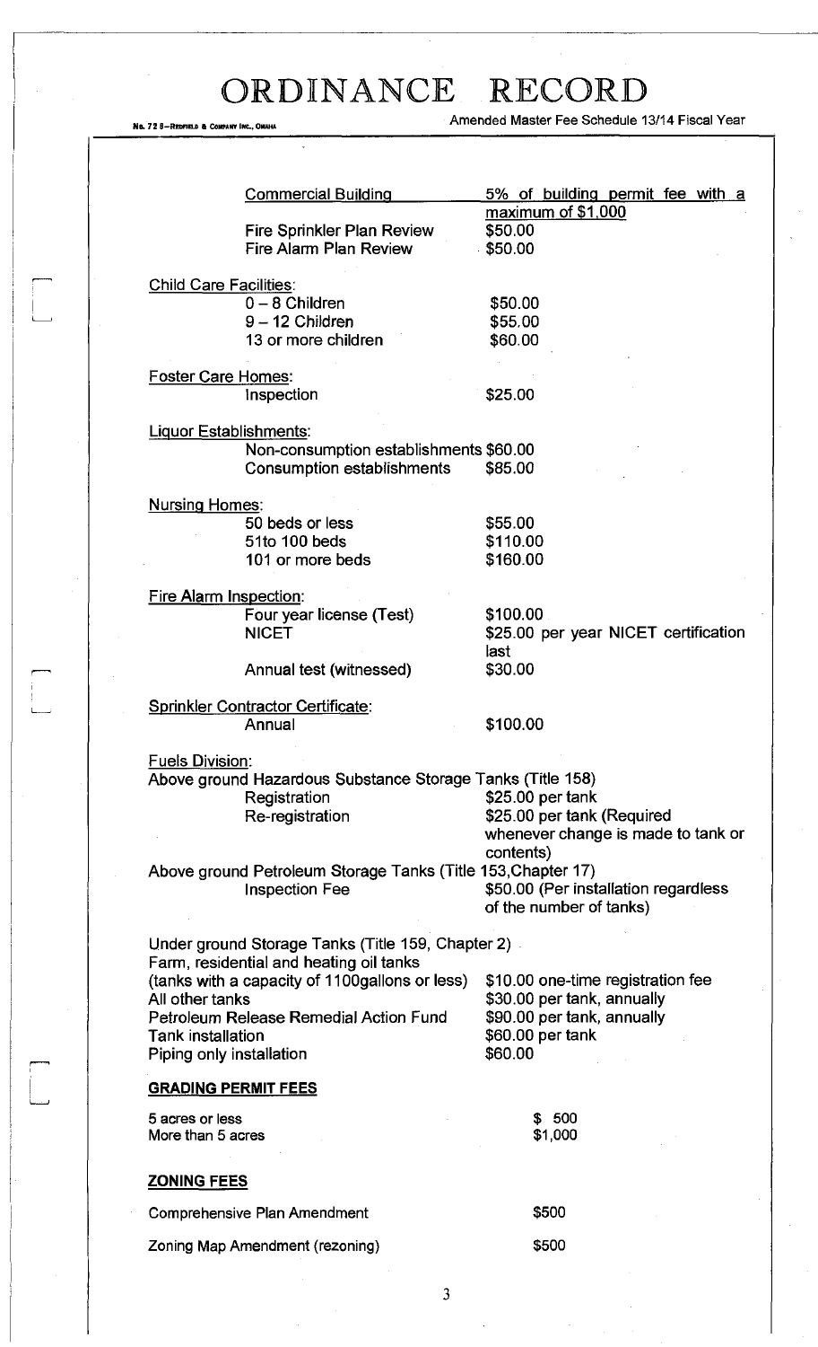| | |
|---|---|
| Commercial Building | 5% of building permit fee with a maximum of $1,000 |
| Fire Sprinkler Plan Review | $50.00 |
| Fire Alarm Plan Review | $50.00 |

Child Care Facilities:

| | |
|---|---|
| 0 – 8 Children | $50.00 |
| 9 – 12 Children | $55.00 |
| 13 or more children | $60.00 |

Foster Care Homes:

| | |
|---|---|
| Inspection | $25.00 |

Liquor Establishments:

| | |
|---|---|
| Non-consumption establishments | $60.00 |
| Consumption establishments | $85.00 |

Nursing Homes:

| | |
|---|---|
| 50 beds or less | $55.00 |
| 51to 100 beds | $110.00 |
| 101 or more beds | $160.00 |

Fire Alarm Inspection:

| | |
|---|---|
| Four year license (Test) | $100.00 |
| NICET | $25.00 per year NICET certification last |
| Annual test (witnessed) | $30.00 |

Sprinkler Contractor Certificate:

| | |
|---|---|
| Annual | $100.00 |

Fuels Division:

Above ground Hazardous Substance Storage Tanks (Title 158)

| | |
|---|---|
| Registration | $25.00 per tank |
| Re-registration | $25.00 per tank (Required whenever change is made to tank or contents) |

Above ground Petroleum Storage Tanks (Title 153,Chapter 17)

| | |
|---|---|
| Inspection Fee | $50.00 (Per installation regardless of the number of tanks) |

Under ground Storage Tanks (Title 159, Chapter 2)

| | |
|---|---|
| Farm, residential and heating oil tanks (tanks with a capacity of 1100gallons or less) | $10.00 one-time registration fee |
| All other tanks | $30.00 per tank, annually |
| Petroleum Release Remedial Action Fund | $90.00 per tank, annually |
| Tank installation | $60.00 per tank |
| Piping only installation | $60.00 |

**GRADING PERMIT FEES**

| | |
|---|---|
| 5 acres or less | $ 500 |
| More than 5 acres | $1,000 |

**ZONING FEES**

| | |
|---|---|
| Comprehensive Plan Amendment | $500 |
| Zoning Map Amendment (rezoning) | $500 |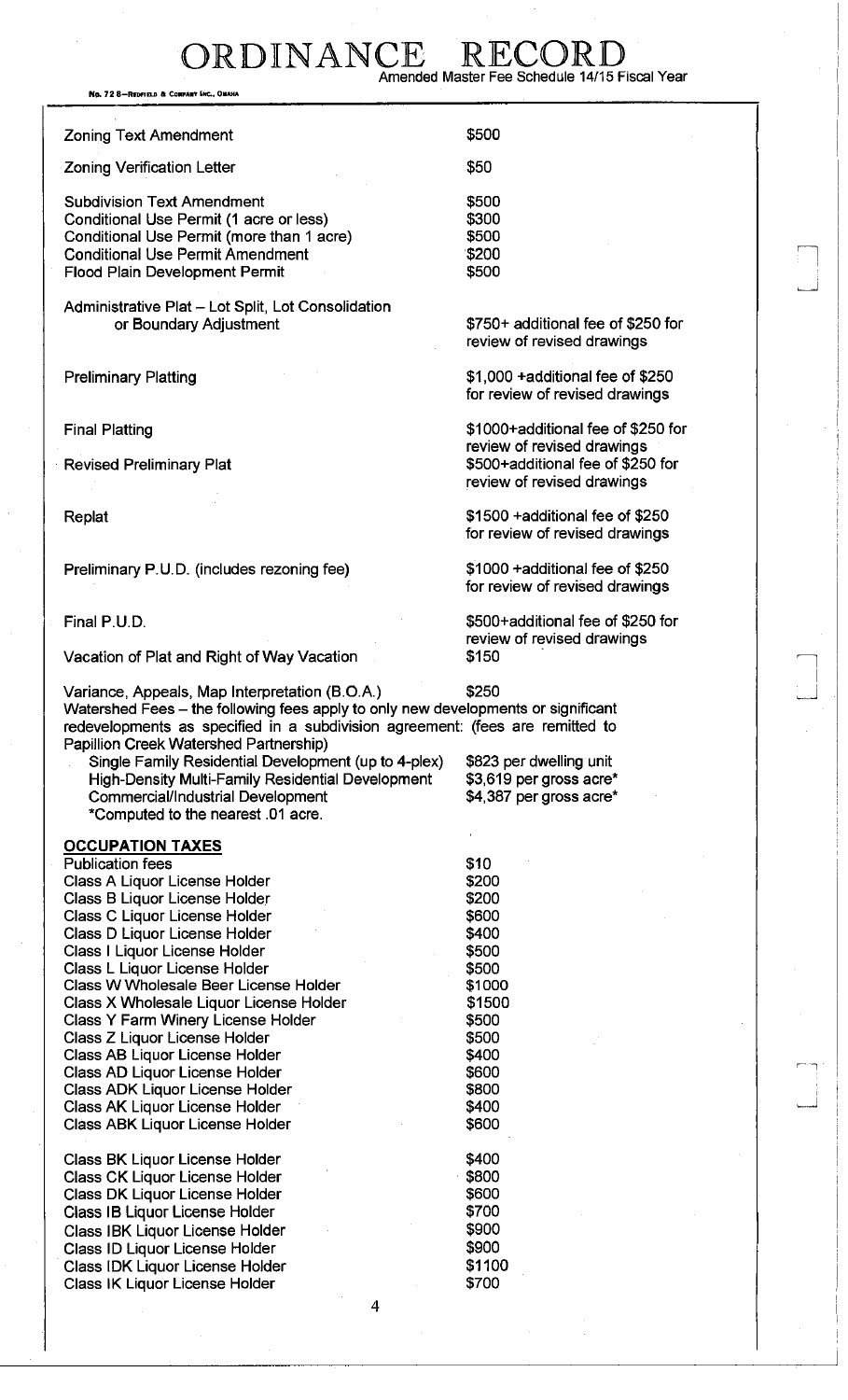# ORDINANCE RECORD

Amended Master Fee Schedule 14/15 Fiscal Year

| | |
|---|---|
| Zoning Text Amendment | $500 |
| Zoning Verification Letter | $50 |
| Subdivision Text Amendment | $500 |
| Conditional Use Permit (1 acre or less) | $300 |
| Conditional Use Permit (more than 1 acre) | $500 |
| Conditional Use Permit Amendment | $200 |
| Flood Plain Development Permit | $500 |
| Administrative Plat – Lot Split, Lot Consolidation or Boundary Adjustment | $750+ additional fee of $250 for review of revised drawings |
| Preliminary Platting | $1,000 +additional fee of $250 for review of revised drawings |
| Final Platting | $1000+additional fee of $250 for review of revised drawings |
| Revised Preliminary Plat | $500+additional fee of $250 for review of revised drawings |
| Replat | $1500 +additional fee of $250 for review of revised drawings |
| Preliminary P.U.D. (includes rezoning fee) | $1000 +additional fee of $250 for review of revised drawings |
| Final P.U.D. | $500+additional fee of $250 for review of revised drawings |
| Vacation of Plat and Right of Way Vacation | $150 |
| Variance, Appeals, Map Interpretation (B.O.A.) | $250 |

Watershed Fees – the following fees apply to only new developments or significant redevelopments as specified in a subdivision agreement: (fees are remitted to Papillion Creek Watershed Partnership)

| | |
|---|---|
| Single Family Residential Development (up to 4-plex) | $823 per dwelling unit |
| High-Density Multi-Family Residential Development | $3,619 per gross acre* |
| Commercial/Industrial Development | $4,387 per gross acre* |

*Computed to the nearest .01 acre.

**OCCUPATION TAXES**

| | |
|---|---|
| Publication fees | $10 |
| Class A Liquor License Holder | $200 |
| Class B Liquor License Holder | $200 |
| Class C Liquor License Holder | $600 |
| Class D Liquor License Holder | $400 |
| Class I Liquor License Holder | $500 |
| Class L Liquor License Holder | $500 |
| Class W Wholesale Beer License Holder | $1000 |
| Class X Wholesale Liquor License Holder | $1500 |
| Class Y Farm Winery License Holder | $500 |
| Class Z Liquor License Holder | $500 |
| Class AB Liquor License Holder | $400 |
| Class AD Liquor License Holder | $600 |
| Class ADK Liquor License Holder | $800 |
| Class AK Liquor License Holder | $400 |
| Class ABK Liquor License Holder | $600 |
| Class BK Liquor License Holder | $400 |
| Class CK Liquor License Holder | $800 |
| Class DK Liquor License Holder | $600 |
| Class IB Liquor License Holder | $700 |
| Class IBK Liquor License Holder | $900 |
| Class ID Liquor License Holder | $900 |
| Class IDK Liquor License Holder | $1100 |
| Class IK Liquor License Holder | $700 |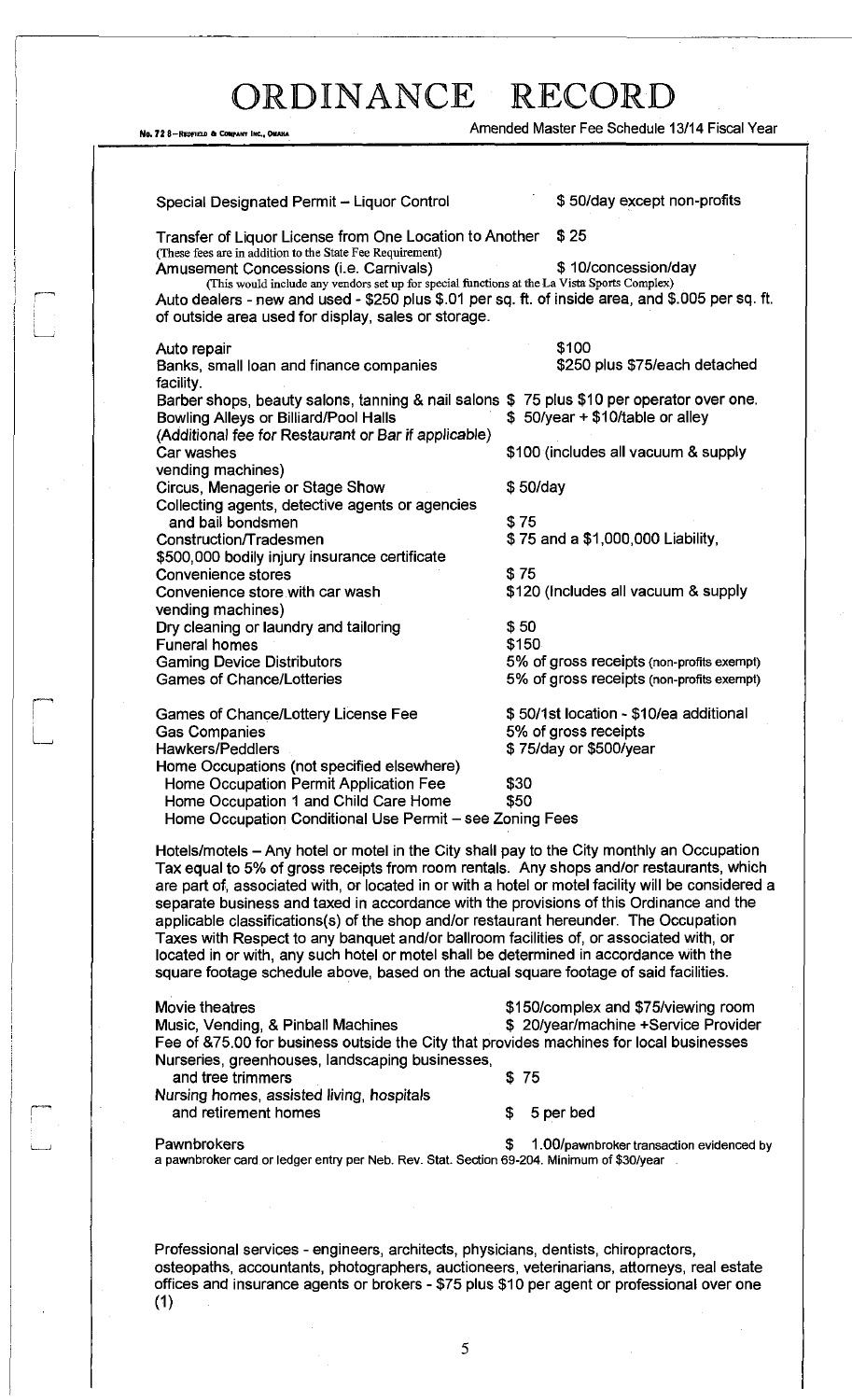Special Designated Permit – Liquor Control $ 50/day except non-profits

Transfer of Liquor License from One Location to Another $ 25
(These fees are in addition to the State Fee Requirement)

Amusement Concessions (i.e. Carnivals) $ 10/concession/day
(This would include any vendors set up for special functions at the La Vista Sports Complex)

Auto dealers - new and used - $250 plus $.01 per sq. ft. of inside area, and $.005 per sq. ft. of outside area used for display, sales or storage.

| | |
|---|---|
| Auto repair | $100 |
| Banks, small loan and finance companies | $250 plus $75/each detached facility. |
| Barber shops, beauty salons, tanning & nail salons | $ 75 plus $10 per operator over one. |
| Bowling Alleys or Billiard/Pool Halls (Additional fee for Restaurant or Bar if applicable) | $ 50/year + $10/table or alley |
| Car washes | $100 (includes all vacuum & supply vending machines) |
| Circus, Menagerie or Stage Show | $ 50/day |
| Collecting agents, detective agents or agencies and bail bondsmen | $ 75 |
| Construction/Tradesmen | $ 75 and a $1,000,000 Liability, $500,000 bodily injury insurance certificate |
| Convenience stores | $ 75 |
| Convenience store with car wash | $120 (Includes all vacuum & supply vending machines) |
| Dry cleaning or laundry and tailoring | $ 50 |
| Funeral homes | $150 |
| Gaming Device Distributors | 5% of gross receipts (non-profits exempt) |
| Games of Chance/Lotteries | 5% of gross receipts (non-profits exempt) |
| Games of Chance/Lottery License Fee | $ 50/1st location - $10/ea additional |
| Gas Companies | 5% of gross receipts |
| Hawkers/Peddlers | $ 75/day or $500/year |
| Home Occupations (not specified elsewhere) | |
| Home Occupation Permit Application Fee | $30 |
| Home Occupation 1 and Child Care Home | $50 |
| Home Occupation Conditional Use Permit – see Zoning Fees | |

Hotels/motels – Any hotel or motel in the City shall pay to the City monthly an Occupation Tax equal to 5% of gross receipts from room rentals. Any shops and/or restaurants, which are part of, associated with, or located in or with a hotel or motel facility will be considered a separate business and taxed in accordance with the provisions of this Ordinance and the applicable classifications(s) of the shop and/or restaurant hereunder. The Occupation Taxes with Respect to any banquet and/or ballroom facilities of, or associated with, or located in or with, any such hotel or motel shall be determined in accordance with the square footage schedule above, based on the actual square footage of said facilities.

| | |
|---|---|
| Movie theatres | $150/complex and $75/viewing room |
| Music, Vending, & Pinball Machines | $ 20/year/machine +Service Provider |

Fee of &75.00 for business outside the City that provides machines for local businesses

| | |
|---|---|
| Nurseries, greenhouses, landscaping businesses, and tree trimmers | $ 75 |
| Nursing homes, assisted living, hospitals and retirement homes | $ 5 per bed |
| Pawnbrokers | $ 1.00/pawnbroker transaction evidenced by a pawnbroker card or ledger entry per Neb. Rev. Stat. Section 69-204. Minimum of $30/year |

Professional services - engineers, architects, physicians, dentists, chiropractors, osteopaths, accountants, photographers, auctioneers, veterinarians, attorneys, real estate offices and insurance agents or brokers - $75 plus $10 per agent or professional over one (1)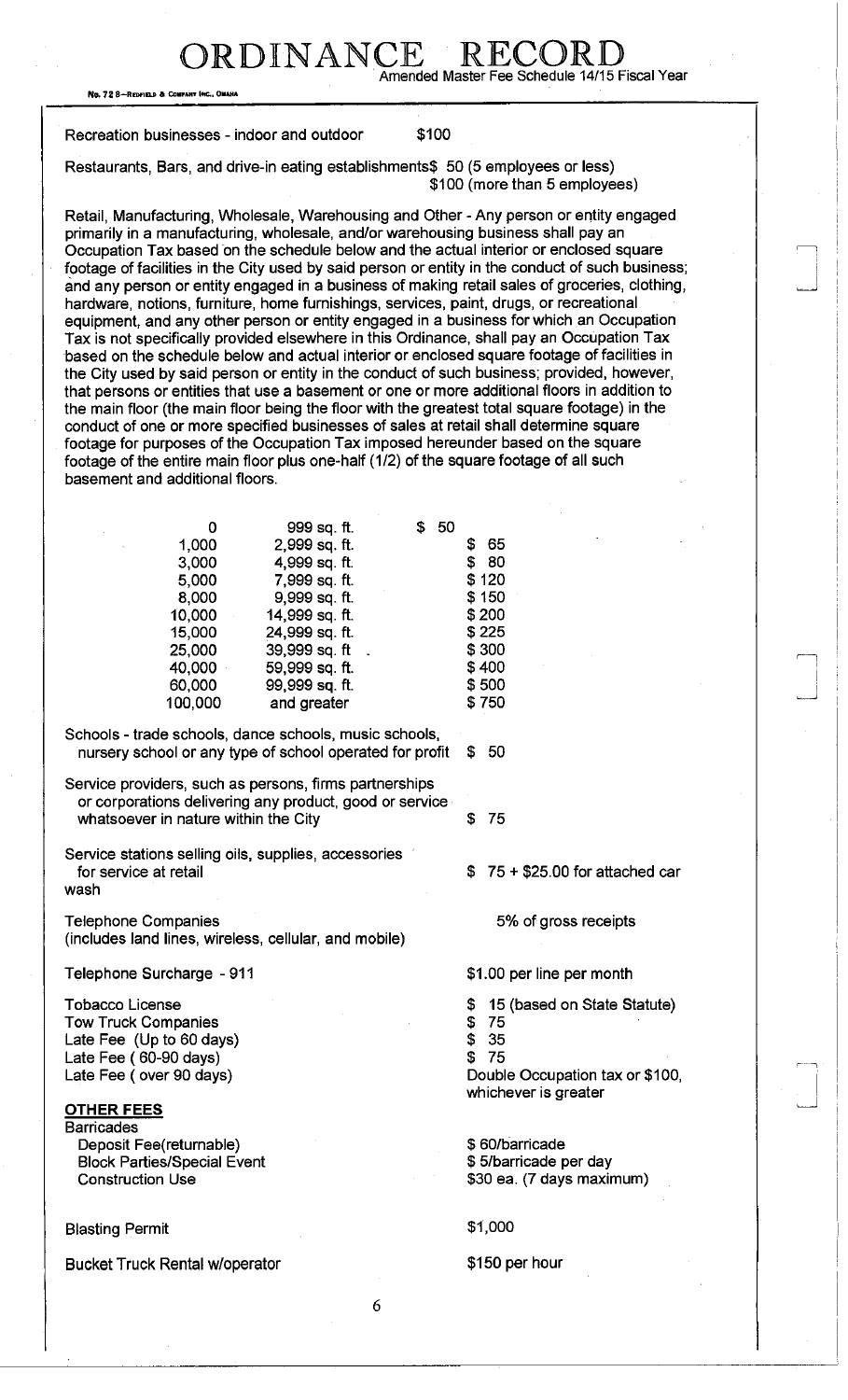Recreation businesses - indoor and outdoor $100

Restaurants, Bars, and drive-in eating establishments $ 50 (5 employees or less)
$100 (more than 5 employees)

Retail, Manufacturing, Wholesale, Warehousing and Other - Any person or entity engaged primarily in a manufacturing, wholesale, and/or warehousing business shall pay an Occupation Tax based on the schedule below and the actual interior or enclosed square footage of facilities in the City used by said person or entity in the conduct of such business; and any person or entity engaged in a business of making retail sales of groceries, clothing, hardware, notions, furniture, home furnishings, services, paint, drugs, or recreational equipment, and any other person or entity engaged in a business for which an Occupation Tax is not specifically provided elsewhere in this Ordinance, shall pay an Occupation Tax based on the schedule below and actual interior or enclosed square footage of facilities in the City used by said person or entity in the conduct of such business; provided, however, that persons or entities that use a basement or one or more additional floors in addition to the main floor (the main floor being the floor with the greatest total square footage) in the conduct of one or more specified businesses of sales at retail shall determine square footage for purposes of the Occupation Tax imposed hereunder based on the square footage of the entire main floor plus one-half (1/2) of the square footage of all such basement and additional floors.

| | | |
|---|---|---|
| 0 | 999 sq. ft. | $ 50 |
| 1,000 | 2,999 sq. ft. | $ 65 |
| 3,000 | 4,999 sq. ft. | $ 80 |
| 5,000 | 7,999 sq. ft. | $ 120 |
| 8,000 | 9,999 sq. ft. | $ 150 |
| 10,000 | 14,999 sq. ft. | $ 200 |
| 15,000 | 24,999 sq. ft. | $ 225 |
| 25,000 | 39,999 sq. ft | $ 300 |
| 40,000 | 59,999 sq. ft. | $ 400 |
| 60,000 | 99,999 sq. ft. | $ 500 |
| 100,000 | and greater | $ 750 |

Schools - trade schools, dance schools, music schools, nursery school or any type of school operated for profit $ 50

Service providers, such as persons, firms partnerships or corporations delivering any product, good or service whatsoever in nature within the City $ 75

Service stations selling oils, supplies, accessories for service at retail wash $ 75 + $25.00 for attached car

Telephone Companies (includes land lines, wireless, cellular, and mobile) 5% of gross receipts

Telephone Surcharge - 911 $1.00 per line per month

Tobacco License $ 15 (based on State Statute)
Tow Truck Companies $ 75
Late Fee (Up to 60 days) $ 35
Late Fee ( 60-90 days) $ 75
Late Fee ( over 90 days) Double Occupation tax or $100, whichever is greater

**OTHER FEES**

Barricades
- Deposit Fee(returnable) $ 60/barricade
- Block Parties/Special Event $ 5/barricade per day
- Construction Use $30 ea. (7 days maximum)

Blasting Permit $1,000

Bucket Truck Rental w/operator $150 per hour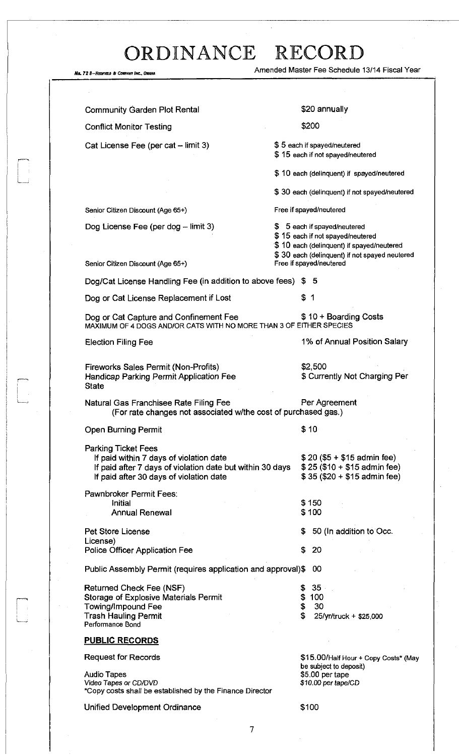# ORDINANCE RECORD

Amended Master Fee Schedule 13/14 Fiscal Year

| Item | Fee |
|---|---|
| Community Garden Plot Rental | $20 annually |
| Conflict Monitor Testing | $200 |
| Cat License Fee (per cat – limit 3) | $ 5 each if spayed/neutered<br>$ 15 each if not spayed/neutered<br>$ 10 each (delinquent) if spayed/neutered<br>$ 30 each (delinquent) if not spayed/neutered |
| Senior Citizen Discount (Age 65+) | Free if spayed/neutered |
| Dog License Fee (per dog – limit 3) | $ 5 each if spayed/neutered<br>$ 15 each if not spayed/neutered<br>$ 10 each (delinquent) if spayed/neutered<br>$ 30 each (delinquent) if not spayed neutered |
| Senior Citizen Discount (Age 65+) | Free if spayed/neutered |
| Dog/Cat License Handling Fee (in addition to above fees) | $ 5 |
| Dog or Cat License Replacement if Lost | $ 1 |
| Dog or Cat Capture and Confinement Fee<br>MAXIMUM OF 4 DOGS AND/OR CATS WITH NO MORE THAN 3 OF EITHER SPECIES | $ 10 + Boarding Costs |
| Election Filing Fee | 1% of Annual Position Salary |
| Fireworks Sales Permit (Non-Profits) | $2,500 |
| Handicap Parking Permit Application Fee | $ Currently Not Charging Per State |
| Natural Gas Franchisee Rate Filing Fee<br>(For rate changes not associated w/the cost of purchased gas.) | Per Agreement |
| Open Burning Permit | $ 10 |
| Parking Ticket Fees | |
| If paid within 7 days of violation date | $ 20 ($5 + $15 admin fee) |
| If paid after 7 days of violation date but within 30 days | $ 25 ($10 + $15 admin fee) |
| If paid after 30 days of violation date | $ 35 ($20 + $15 admin fee) |
| Pawnbroker Permit Fees: | |
| Initial | $ 150 |
| Annual Renewal | $ 100 |
| Pet Store License | $ 50 (In addition to Occ. License) |
| Police Officer Application Fee | $ 20 |
| Public Assembly Permit (requires application and approval) | $ 00 |
| Returned Check Fee (NSF) | $ 35 |
| Storage of Explosive Materials Permit | $ 100 |
| Towing/Impound Fee | $ 30 |
| Trash Hauling Permit<br>Performance Bond | $ 25/yr/truck + $25,000 |

## PUBLIC RECORDS

| Item | Fee |
|---|---|
| Request for Records | $15.00/Half Hour + Copy Costs* (May be subject to deposit) |
| Audio Tapes | $5.00 per tape |
| *Video Tapes or CD/DVD* | *$10.00 per tape/CD* |

*Copy costs shall be established by the Finance Director

| Item | Fee |
|---|---|
| Unified Development Ordinance | $100 |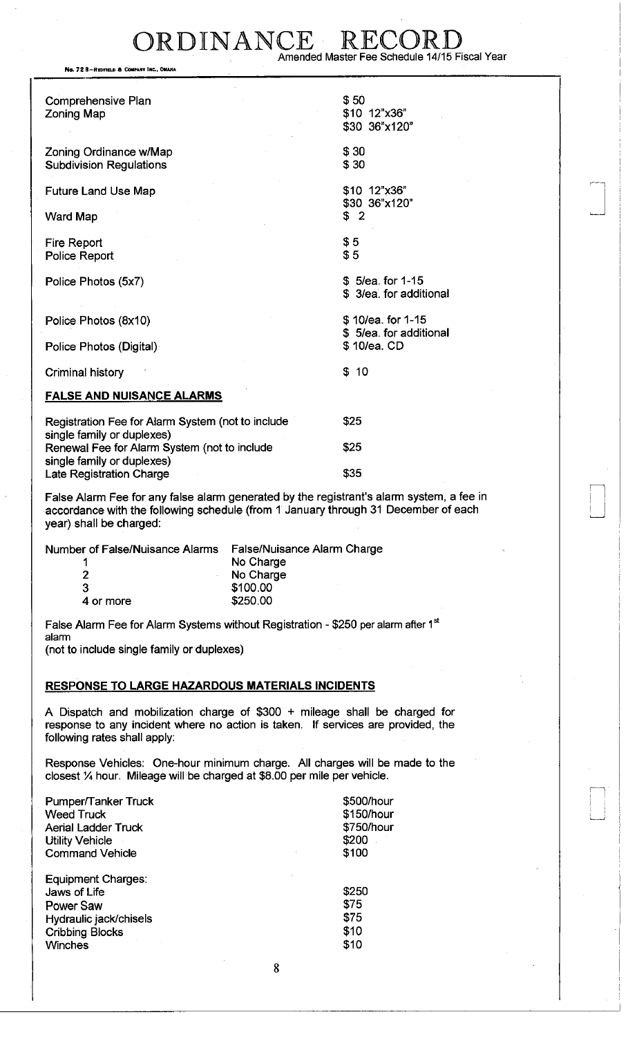# ORDINANCE RECORD

Amended Master Fee Schedule 14/15 Fiscal Year

| | |
|---|---|
| Comprehensive Plan | $ 50 |
| Zoning Map | $10 12"x36"<br>$30 36"x120" |
| Zoning Ordinance w/Map | $ 30 |
| Subdivision Regulations | $ 30 |
| Future Land Use Map | $10 12"x36"<br>$30 36"x120" |
| Ward Map | $ 2 |
| Fire Report | $ 5 |
| Police Report | $ 5 |
| Police Photos (5x7) | $ 5/ea. for 1-15<br>$ 3/ea. for additional |
| Police Photos (8x10) | $ 10/ea. for 1-15<br>$ 5/ea. for additional |
| Police Photos (Digital) | $ 10/ea. CD |
| Criminal history | $ 10 |

**FALSE AND NUISANCE ALARMS**

| | |
|---|---|
| Registration Fee for Alarm System (not to include single family or duplexes) | $25 |
| Renewal Fee for Alarm System (not to include single family or duplexes) | $25 |
| Late Registration Charge | $35 |

False Alarm Fee for any false alarm generated by the registrant's alarm system, a fee in accordance with the following schedule (from 1 January through 31 December of each year) shall be charged:

| Number of False/Nuisance Alarms | False/Nuisance Alarm Charge |
|---|---|
| 1 | No Charge |
| 2 | No Charge |
| 3 | $100.00 |
| 4 or more | $250.00 |

False Alarm Fee for Alarm Systems without Registration - $250 per alarm after 1st alarm
(not to include single family or duplexes)

**RESPONSE TO LARGE HAZARDOUS MATERIALS INCIDENTS**

A Dispatch and mobilization charge of $300 + mileage shall be charged for response to any incident where no action is taken. If services are provided, the following rates shall apply:

Response Vehicles: One-hour minimum charge. All charges will be made to the closest ¼ hour. Mileage will be charged at $8.00 per mile per vehicle.

| | |
|---|---|
| Pumper/Tanker Truck | $500/hour |
| Weed Truck | $150/hour |
| Aerial Ladder Truck | $750/hour |
| Utility Vehicle | $200 |
| Command Vehicle | $100 |

| | |
|---|---|
| Equipment Charges: | |
| Jaws of Life | $250 |
| Power Saw | $75 |
| Hydraulic jack/chisels | $75 |
| Cribbing Blocks | $10 |
| Winches | $10 |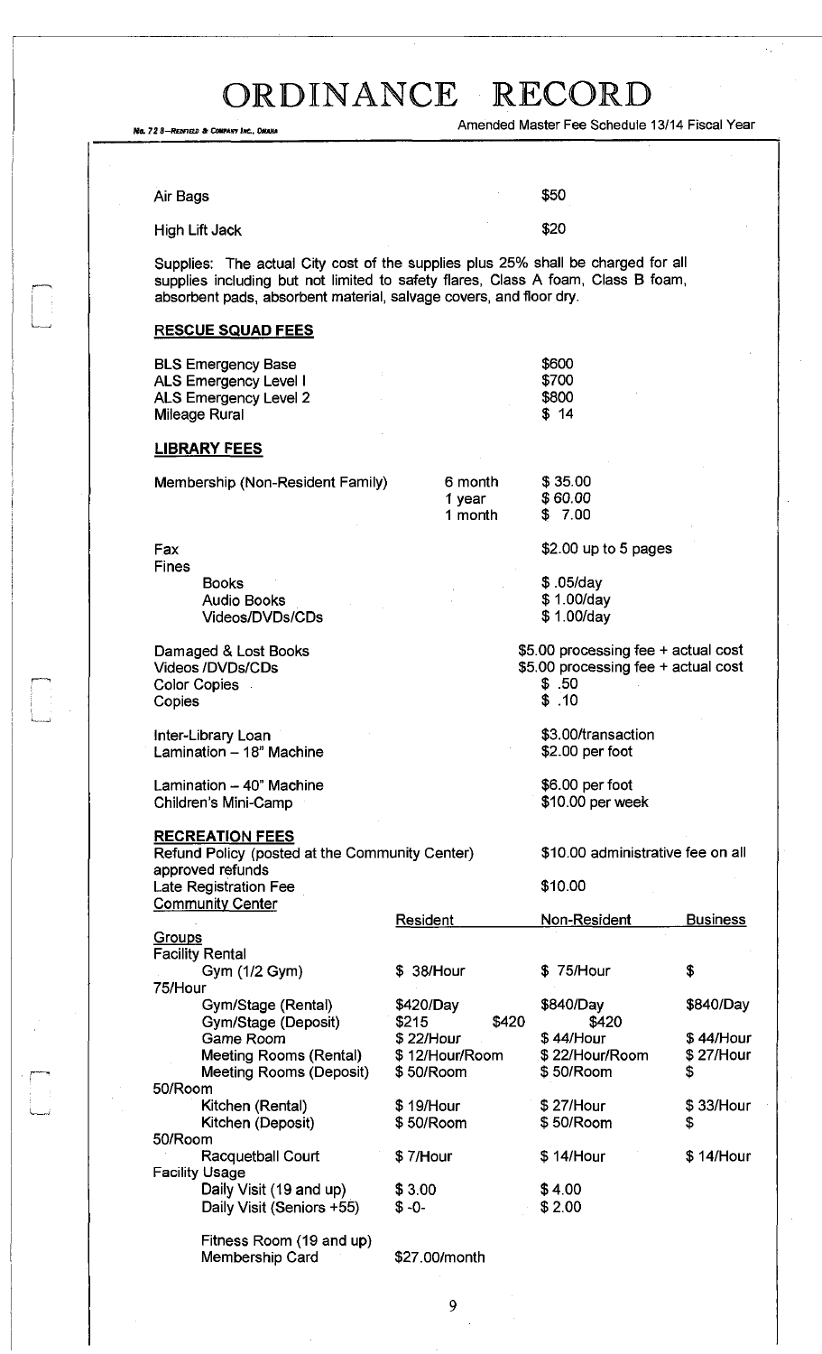| | |
|---|---|
| Air Bags | $50 |
| High Lift Jack | $20 |

Supplies: The actual City cost of the supplies plus 25% shall be charged for all supplies including but not limited to safety flares, Class A foam, Class B foam, absorbent pads, absorbent material, salvage covers, and floor dry.

**RESCUE SQUAD FEES**

| | |
|---|---|
| BLS Emergency Base | $600 |
| ALS Emergency Level I | $700 |
| ALS Emergency Level 2 | $800 |
| Mileage Rural | $ 14 |

**LIBRARY FEES**

| | | |
|---|---|---|
| Membership (Non-Resident Family) | 6 month | $ 35.00 |
| | 1 year | $ 60.00 |
| | 1 month | $ 7.00 |
| Fax | | $2.00 up to 5 pages |
| Fines | | |
| Books | | $ .05/day |
| Audio Books | | $ 1.00/day |
| Videos/DVDs/CDs | | $ 1.00/day |
| Damaged & Lost Books | | $5.00 processing fee + actual cost |
| Videos /DVDs/CDs | | $5.00 processing fee + actual cost |
| Color Copies | | $ .50 |
| Copies | | $ .10 |
| Inter-Library Loan | | $3.00/transaction |
| Lamination – 18" Machine | | $2.00 per foot |
| Lamination – 40" Machine | | $6.00 per foot |
| Children's Mini-Camp | | $10.00 per week |

**RECREATION FEES**

Refund Policy (posted at the Community Center) approved refunds — $10.00 administrative fee on all

Late Registration Fee — $10.00

Community Center

| | Resident | Non-Resident | Business |
|---|---|---|---|
| Groups | | | |
| Facility Rental | | | |
| Gym (1/2 Gym) | $ 38/Hour | $ 75/Hour | $ 75/Hour |
| Gym/Stage (Rental) | $420/Day | $840/Day | $840/Day |
| Gym/Stage (Deposit) | $215 | $420 | $420 |
| Game Room | $ 22/Hour | $ 44/Hour | $ 44/Hour |
| Meeting Rooms (Rental) | $ 12/Hour/Room | $ 22/Hour/Room | $ 27/Hour |
| Meeting Rooms (Deposit) | $ 50/Room | $ 50/Room | $ 50/Room |
| Kitchen (Rental) | $ 19/Hour | $ 27/Hour | $ 33/Hour |
| Kitchen (Deposit) | $ 50/Room | $ 50/Room | $ 50/Room |
| Racquetball Court | $ 7/Hour | $ 14/Hour | $ 14/Hour |
| Facility Usage | | | |
| Daily Visit (19 and up) | $ 3.00 | $ 4.00 | |
| Daily Visit (Seniors +55) | $ -0- | $ 2.00 | |
| Fitness Room (19 and up) Membership Card | $27.00/month | | |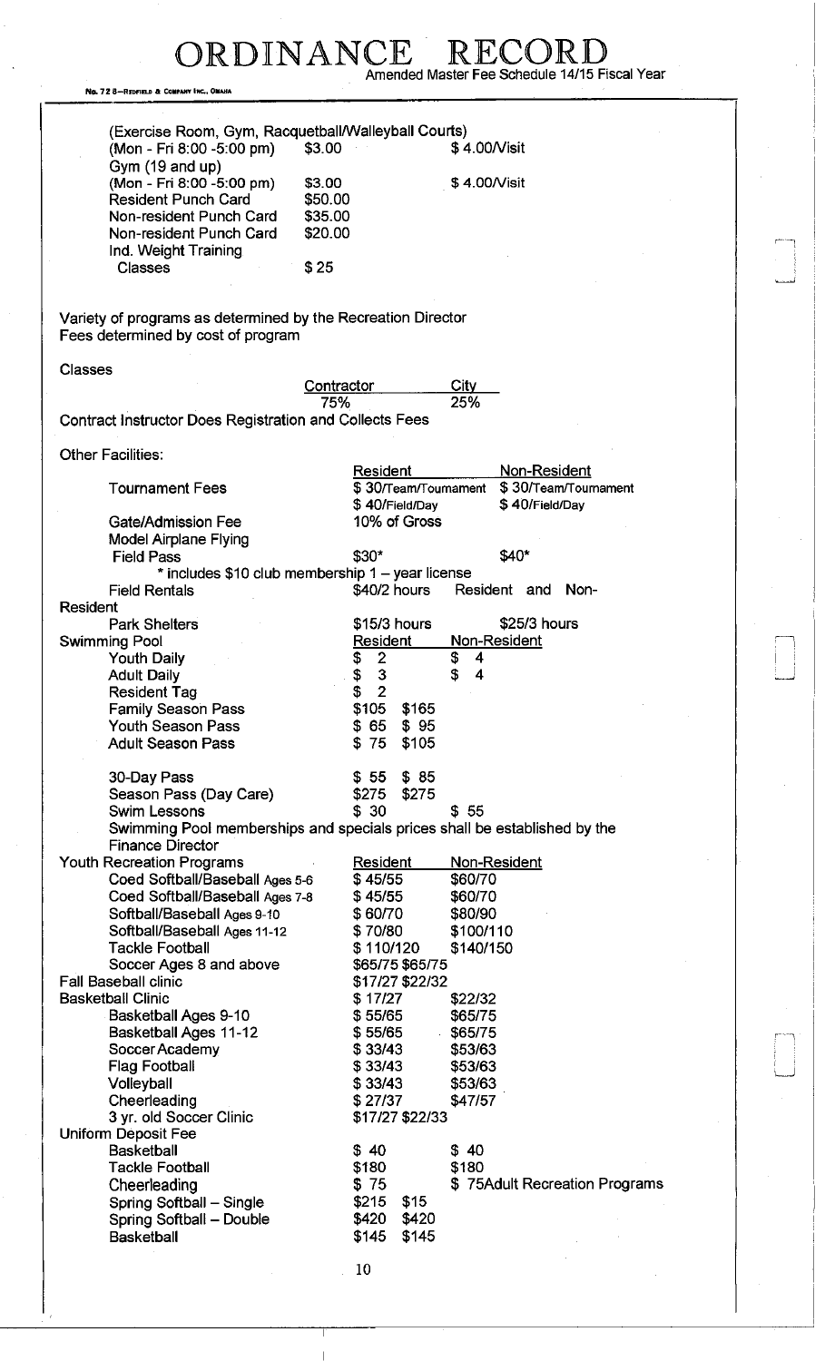# ORDINANCE RECORD

Amended Master Fee Schedule 14/15 Fiscal Year

| | | |
|---|---|---|
| (Exercise Room, Gym, Racquetball/Walleyball Courts) | | |
| (Mon - Fri 8:00 -5:00 pm) | $3.00 | $ 4.00/Visit |
| Gym (19 and up) | | |
| (Mon - Fri 8:00 -5:00 pm) | $3.00 | $ 4.00/Visit |
| Resident Punch Card | $50.00 | |
| Non-resident Punch Card | $35.00 | |
| Non-resident Punch Card | $20.00 | |
| Ind. Weight Training Classes | $ 25 | |

Variety of programs as determined by the Recreation Director
Fees determined by cost of program

Classes

| | Contractor | City |
|---|---|---|
| | 75% | 25% |

Contract Instructor Does Registration and Collects Fees

Other Facilities:

| | Resident | Non-Resident |
|---|---|---|
| Tournament Fees | $ 30/Team/Tournament<br>$ 40/Field/Day | $ 30/Team/Tournament<br>$ 40/Field/Day |
| Gate/Admission Fee | 10% of Gross | |
| Model Airplane Flying Field Pass | $30* | $40* |

\* includes $10 club membership 1 – year license

| | | |
|---|---|---|
| Field Rentals | $40/2 hours | Resident and Non-Resident |
| Park Shelters | $15/3 hours | $25/3 hours |

| Swimming Pool | Resident | Non-Resident |
|---|---|---|
| Youth Daily | $ 2 | $ 4 |
| Adult Daily | $ 3 | $ 4 |
| Resident Tag | $ 2 | |
| Family Season Pass | $105 | $165 |
| Youth Season Pass | $ 65 | $ 95 |
| Adult Season Pass | $ 75 | $105 |
| 30-Day Pass | $ 55 | $ 85 |
| Season Pass (Day Care) | $275 | $275 |
| Swim Lessons | $ 30 | $ 55 |

Swimming Pool memberships and specials prices shall be established by the Finance Director

| Youth Recreation Programs | Resident | Non-Resident |
|---|---|---|
| Coed Softball/Baseball Ages 5-6 | $ 45/55 | $60/70 |
| Coed Softball/Baseball Ages 7-8 | $ 45/55 | $60/70 |
| Softball/Baseball Ages 9-10 | $ 60/70 | $80/90 |
| Softball/Baseball Ages 11-12 | $ 70/80 | $100/110 |
| Tackle Football | $ 110/120 | $140/150 |
| Soccer Ages 8 and above | $65/75 | $65/75 |
| Fall Baseball clinic | $17/27 | $22/32 |
| Basketball Clinic | $ 17/27 | $22/32 |
| Basketball Ages 9-10 | $ 55/65 | $65/75 |
| Basketball Ages 11-12 | $ 55/65 | $65/75 |
| Soccer Academy | $ 33/43 | $53/63 |
| Flag Football | $ 33/43 | $53/63 |
| Volleyball | $ 33/43 | $53/63 |
| Cheerleading | $ 27/37 | $47/57 |
| 3 yr. old Soccer Clinic | $17/27 | $22/33 |

| Uniform Deposit Fee | | |
|---|---|---|
| Basketball | $ 40 | $ 40 |
| Tackle Football | $180 | $180 |
| Cheerleading | $ 75 | $ 75 |

Adult Recreation Programs

| | | |
|---|---|---|
| Spring Softball – Single | $215 | $15 |
| Spring Softball – Double | $420 | $420 |
| Basketball | $145 | $145 |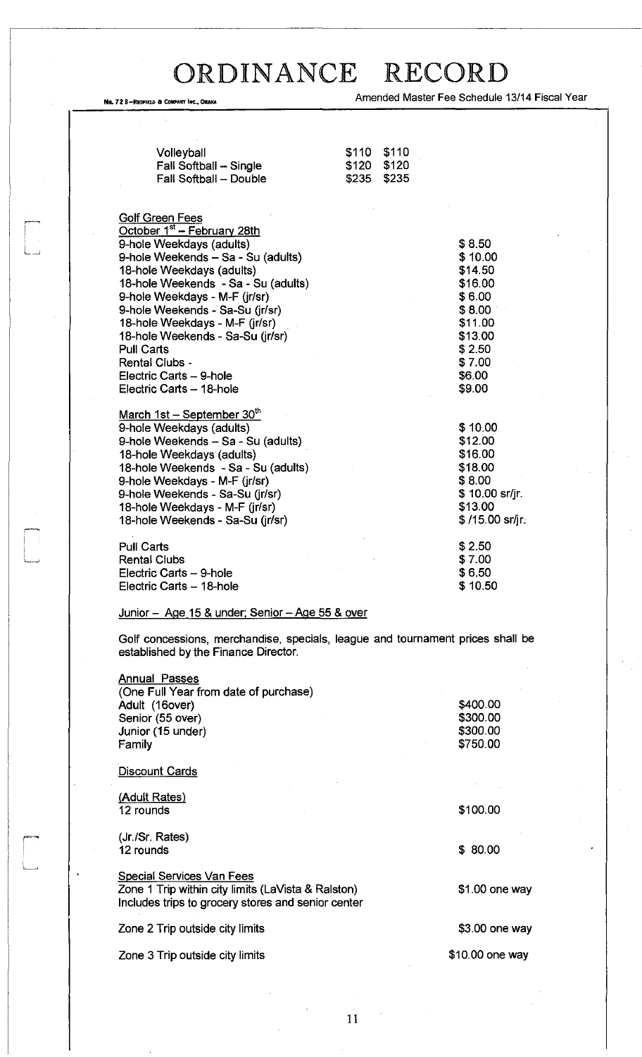| | | |
|---|---|---|
| Volleyball | $110 | $110 |
| Fall Softball – Single | $120 | $120 |
| Fall Softball – Double | $235 | $235 |

<u>Golf Green Fees</u>

<u>October 1st – February 28th</u>

| | |
|---|---|
| 9-hole Weekdays (adults) | $ 8.50 |
| 9-hole Weekends – Sa - Su (adults) | $ 10.00 |
| 18-hole Weekdays (adults) | $14.50 |
| 18-hole Weekends - Sa - Su (adults) | $16.00 |
| 9-hole Weekdays - M-F (jr/sr) | $ 6.00 |
| 9-hole Weekends - Sa-Su (jr/sr) | $ 8.00 |
| 18-hole Weekdays - M-F (jr/sr) | $11.00 |
| 18-hole Weekends - Sa-Su (jr/sr) | $13.00 |
| Pull Carts | $ 2.50 |
| Rental Clubs - | $ 7.00 |
| Electric Carts – 9-hole | $6.00 |
| Electric Carts – 18-hole | $9.00 |

<u>March 1st – September 30th</u>

| | |
|---|---|
| 9-hole Weekdays (adults) | $ 10.00 |
| 9-hole Weekends – Sa - Su (adults) | $12.00 |
| 18-hole Weekdays (adults) | $16.00 |
| 18-hole Weekends - Sa - Su (adults) | $18.00 |
| 9-hole Weekdays - M-F (jr/sr) | $ 8.00 |
| 9-hole Weekends - Sa-Su (jr/sr) | $ 10.00 sr/jr. |
| 18-hole Weekdays - M-F (jr/sr) | $13.00 |
| 18-hole Weekends - Sa-Su (jr/sr) | $ /15.00 sr/jr. |
| Pull Carts | $ 2.50 |
| Rental Clubs | $ 7.00 |
| Electric Carts – 9-hole | $ 6.50 |
| Electric Carts – 18-hole | $ 10.50 |

<u>Junior – Age 15 & under; Senior – Age 55 & over</u>

Golf concessions, merchandise, specials, league and tournament prices shall be established by the Finance Director.

<u>Annual Passes</u>

(One Full Year from date of purchase)

| | |
|---|---|
| Adult (16over) | $400.00 |
| Senior (55 over) | $300.00 |
| Junior (15 under) | $300.00 |
| Family | $750.00 |

<u>Discount Cards</u>

<u>(Adult Rates)</u>

| | |
|---|---|
| 12 rounds | $100.00 |

(Jr./Sr. Rates)

| | |
|---|---|
| 12 rounds | $ 80.00 |

<u>Special Services Van Fees</u>

| | |
|---|---|
| Zone 1 Trip within city limits (LaVista & Ralston) Includes trips to grocery stores and senior center | $1.00 one way |
| Zone 2 Trip outside city limits | $3.00 one way |
| Zone 3 Trip outside city limits | $10.00 one way |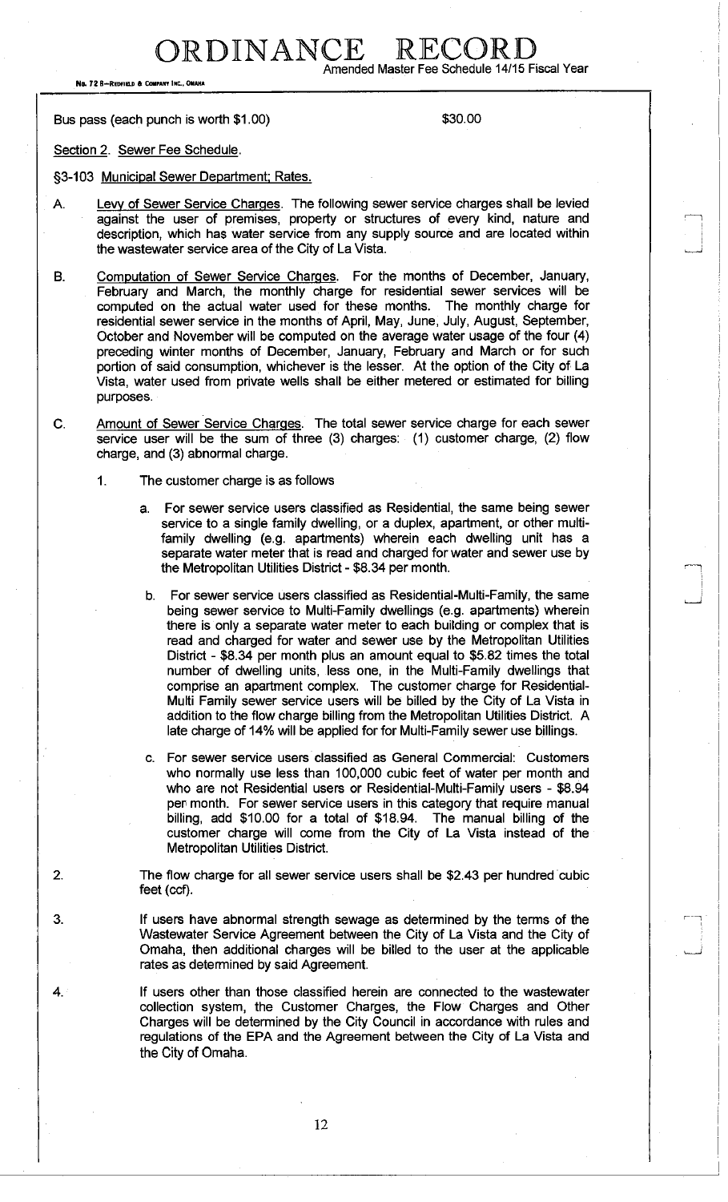Bus pass (each punch is worth $1.00) $30.00

Section 2. Sewer Fee Schedule.

§3-103 Municipal Sewer Department; Rates.

A. Levy of Sewer Service Charges. The following sewer service charges shall be levied against the user of premises, property or structures of every kind, nature and description, which has water service from any supply source and are located within the wastewater service area of the City of La Vista.

B. Computation of Sewer Service Charges. For the months of December, January, February and March, the monthly charge for residential sewer services will be computed on the actual water used for these months. The monthly charge for residential sewer service in the months of April, May, June, July, August, September, October and November will be computed on the average water usage of the four (4) preceding winter months of December, January, February and March or for such portion of said consumption, whichever is the lesser. At the option of the City of La Vista, water used from private wells shall be either metered or estimated for billing purposes.

C. Amount of Sewer Service Charges. The total sewer service charge for each sewer service user will be the sum of three (3) charges: (1) customer charge, (2) flow charge, and (3) abnormal charge.

1. The customer charge is as follows

   a. For sewer service users classified as Residential, the same being sewer service to a single family dwelling, or a duplex, apartment, or other multi-family dwelling (e.g. apartments) wherein each dwelling unit has a separate water meter that is read and charged for water and sewer use by the Metropolitan Utilities District - $8.34 per month.

   b. For sewer service users classified as Residential-Multi-Family, the same being sewer service to Multi-Family dwellings (e.g. apartments) wherein there is only a separate water meter to each building or complex that is read and charged for water and sewer use by the Metropolitan Utilities District - $8.34 per month plus an amount equal to $5.82 times the total number of dwelling units, less one, in the Multi-Family dwellings that comprise an apartment complex. The customer charge for Residential-Multi Family sewer service users will be billed by the City of La Vista in addition to the flow charge billing from the Metropolitan Utilities District. A late charge of 14% will be applied for for Multi-Family sewer use billings.

   c. For sewer service users classified as General Commercial: Customers who normally use less than 100,000 cubic feet of water per month and who are not Residential users or Residential-Multi-Family users - $8.94 per month. For sewer service users in this category that require manual billing, add $10.00 for a total of $18.94. The manual billing of the customer charge will come from the City of La Vista instead of the Metropolitan Utilities District.

2. The flow charge for all sewer service users shall be $2.43 per hundred cubic feet (ccf).

3. If users have abnormal strength sewage as determined by the terms of the Wastewater Service Agreement between the City of La Vista and the City of Omaha, then additional charges will be billed to the user at the applicable rates as determined by said Agreement.

4. If users other than those classified herein are connected to the wastewater collection system, the Customer Charges, the Flow Charges and Other Charges will be determined by the City Council in accordance with rules and regulations of the EPA and the Agreement between the City of La Vista and the City of Omaha.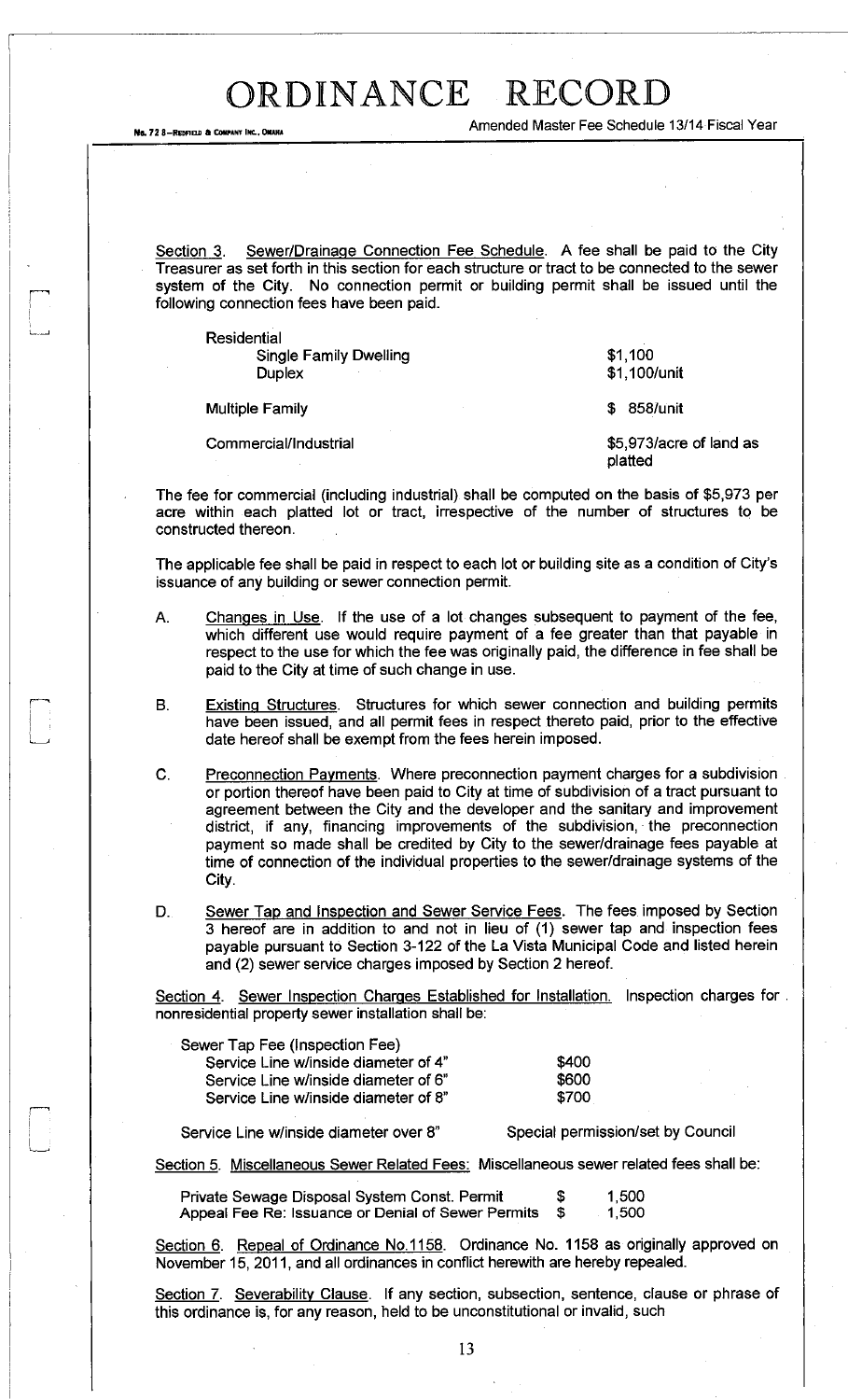Section 3. Sewer/Drainage Connection Fee Schedule. A fee shall be paid to the City Treasurer as set forth in this section for each structure or tract to be connected to the sewer system of the City. No connection permit or building permit shall be issued until the following connection fees have been paid.

| | |
|---|---|
| Residential | |
| Single Family Dwelling | $1,100 |
| Duplex | $1,100/unit |
| Multiple Family | $ 858/unit |
| Commercial/Industrial | $5,973/acre of land as platted |

The fee for commercial (including industrial) shall be computed on the basis of $5,973 per acre within each platted lot or tract, irrespective of the number of structures to be constructed thereon.

The applicable fee shall be paid in respect to each lot or building site as a condition of City's issuance of any building or sewer connection permit.

A. Changes in Use. If the use of a lot changes subsequent to payment of the fee, which different use would require payment of a fee greater than that payable in respect to the use for which the fee was originally paid, the difference in fee shall be paid to the City at time of such change in use.

B. Existing Structures. Structures for which sewer connection and building permits have been issued, and all permit fees in respect thereto paid, prior to the effective date hereof shall be exempt from the fees herein imposed.

C. Preconnection Payments. Where preconnection payment charges for a subdivision or portion thereof have been paid to City at time of subdivision of a tract pursuant to agreement between the City and the developer and the sanitary and improvement district, if any, financing improvements of the subdivision, the preconnection payment so made shall be credited by City to the sewer/drainage fees payable at time of connection of the individual properties to the sewer/drainage systems of the City.

D. Sewer Tap and Inspection and Sewer Service Fees. The fees imposed by Section 3 hereof are in addition to and not in lieu of (1) sewer tap and inspection fees payable pursuant to Section 3-122 of the La Vista Municipal Code and listed herein and (2) sewer service charges imposed by Section 2 hereof.

Section 4. Sewer Inspection Charges Established for Installation. Inspection charges for nonresidential property sewer installation shall be:

| | |
|---|---|
| Sewer Tap Fee (Inspection Fee) | |
| Service Line w/inside diameter of 4" | $400 |
| Service Line w/inside diameter of 6" | $600 |
| Service Line w/inside diameter of 8" | $700 |
| Service Line w/inside diameter over 8" | Special permission/set by Council |

Section 5. Miscellaneous Sewer Related Fees: Miscellaneous sewer related fees shall be:

| | |
|---|---|
| Private Sewage Disposal System Const. Permit | $ 1,500 |
| Appeal Fee Re: Issuance or Denial of Sewer Permits | $ 1,500 |

Section 6. Repeal of Ordinance No.1158. Ordinance No. 1158 as originally approved on November 15, 2011, and all ordinances in conflict herewith are hereby repealed.

Section 7. Severability Clause. If any section, subsection, sentence, clause or phrase of this ordinance is, for any reason, held to be unconstitutional or invalid, such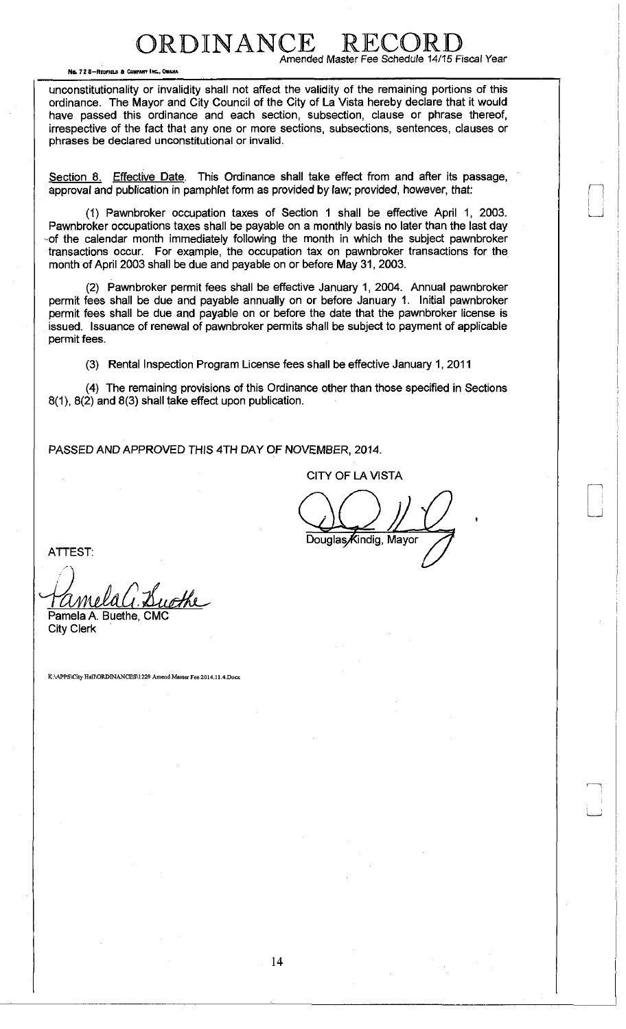unconstitutionality or invalidity shall not affect the validity of the remaining portions of this ordinance. The Mayor and City Council of the City of La Vista hereby declare that it would have passed this ordinance and each section, subsection, clause or phrase thereof, irrespective of the fact that any one or more sections, subsections, sentences, clauses or phrases be declared unconstitutional or invalid.

Section 8. Effective Date. This Ordinance shall take effect from and after its passage, approval and publication in pamphlet form as provided by law; provided, however, that:

(1) Pawnbroker occupation taxes of Section 1 shall be effective April 1, 2003. Pawnbroker occupations taxes shall be payable on a monthly basis no later than the last day of the calendar month immediately following the month in which the subject pawnbroker transactions occur. For example, the occupation tax on pawnbroker transactions for the month of April 2003 shall be due and payable on or before May 31, 2003.

(2) Pawnbroker permit fees shall be effective January 1, 2004. Annual pawnbroker permit fees shall be due and payable annually on or before January 1. Initial pawnbroker permit fees shall be due and payable on or before the date that the pawnbroker license is issued. Issuance of renewal of pawnbroker permits shall be subject to payment of applicable permit fees.

(3) Rental Inspection Program License fees shall be effective January 1, 2011

(4) The remaining provisions of this Ordinance other than those specified in Sections 8(1), 8(2) and 8(3) shall take effect upon publication.

PASSED AND APPROVED THIS 4TH DAY OF NOVEMBER, 2014.

CITY OF LA VISTA

Douglas Kindig, Mayor

ATTEST:

Pamela A. Buethe, CMC
City Clerk

K:\APPS\City Hall\ORDINANCES\1229 Amend Master Fee 2014.11.4.Docx